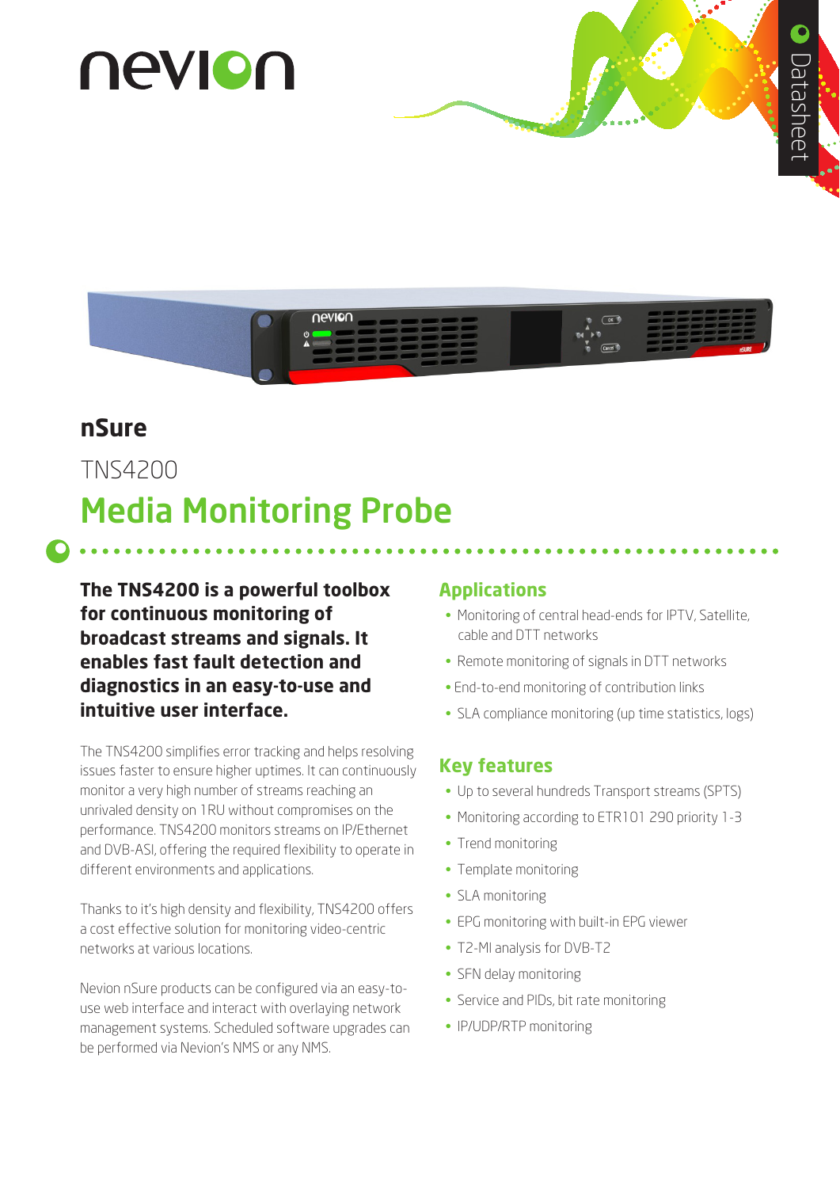nevion

Datasheet

# nSure

## TNS4200

# Media Monitoring Probe

**The TNS4200 is a powerful toolbox for continuous monitoring of broadcast streams and signals. It enables fast fault detection and diagnostics in an easy-to-use and intuitive user interface.**

The TNS4200 simplifies error tracking and helps resolving issues faster to ensure higher uptimes. It can continuously monitor a very high number of streams reaching an unrivaled density on 1RU without compromises on the performance. TNS4200 monitors streams on IP/Ethernet and DVB-ASI, offering the required flexibility to operate in different environments and applications.

Thanks to it's high density and flexibility, TNS4200 offers a cost effective solution for monitoring video-centric networks at various locations.

Nevion nSure products can be configured via an easy-to-use web interface and interact with overlaying network management systems. Scheduled software upgrades can be performed via Nevion's NMS or any NMS.

## Applications

- Monitoring of central head-ends for IPTV, Satellite, cable and DTT networks
- Remote monitoring of signals in DTT networks
- End-to-end monitoring of contribution links
- SLA compliance monitoring (up time statistics, logs)

## Key features

- Up to several hundreds Transport streams (SPTS)
- Monitoring according to ETR101 290 priority 1-3
- Trend monitoring
- Template monitoring
- SLA monitoring
- EPG monitoring with built-in EPG viewer
- T2-MI analysis for DVB-T2
- SFN delay monitoring
- Service and PIDs, bit rate monitoring
- IP/UDP/RTP monitoring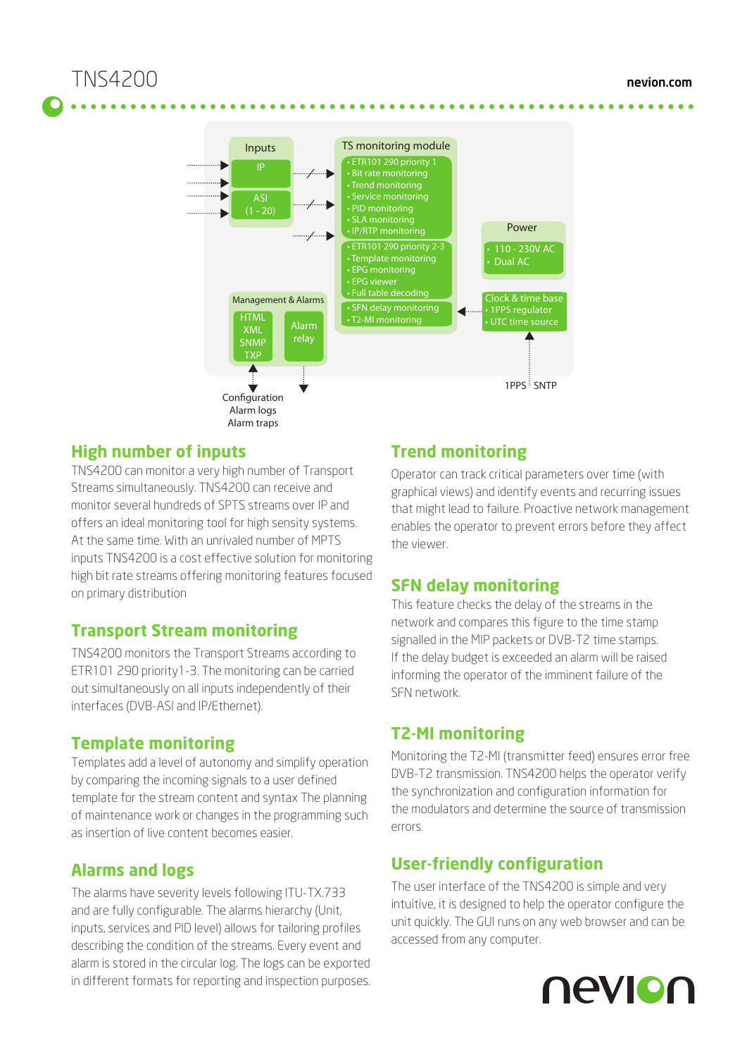# TNS4200

Inputs
- IP
- ASI (1 - 20)

TS monitoring module
- ETR101 290 priority 1
- Bit rate monitoring
- Trend monitoring
- Service monitoring
- PID monitoring
- SLA monitoring
- IP/RTP monitoring

- ETR101 290 priority 2-3
- Template monitoring
- EPG monitoring
- EPG viewer
- Full table decoding

- SFN delay monitoring
- T2-MI monitoring

Power
- 110 - 230V AC
- Dual AC

Clock & time base
- 1PPS regulator
- UTC time source

1PPS SNTP

Management & Alarms
- HTML XML SNMP TXP
- Alarm relay

Configuration
Alarm logs
Alarm traps

## High number of inputs

TNS4200 can monitor a very high number of Transport Streams simultaneously. TNS4200 can receive and monitor several hundreds of SPTS streams over IP and offers an ideal monitoring tool for high sensity systems. At the same time. With an unrivaled number of MPTS inputs TNS4200 is a cost effective solution for monitoring high bit rate streams offering monitoring features focused on primary distribution

## Transport Stream monitoring

TNS4200 monitors the Transport Streams according to ETR101 290 priority1-3. The monitoring can be carried out simultaneously on all inputs independently of their interfaces (DVB-ASI and IP/Ethernet).

## Template monitoring

Templates add a level of autonomy and simplify operation by comparing the incoming signals to a user defined template for the stream content and syntax The planning of maintenance work or changes in the programming such as insertion of live content becomes easier.

## Alarms and logs

The alarms have severity levels following ITU-TX.733 and are fully configurable. The alarms hierarchy (Unit, inputs, services and PID level) allows for tailoring profiles describing the condition of the streams. Every event and alarm is stored in the circular log. The logs can be exported in different formats for reporting and inspection purposes.

## Trend monitoring

Operator can track critical parameters over time (with graphical views) and identify events and recurring issues that might lead to failure. Proactive network management enables the operator to prevent errors before they affect the viewer.

## SFN delay monitoring

This feature checks the delay of the streams in the network and compares this figure to the time stamp signalled in the MIP packets or DVB-T2 time stamps. If the delay budget is exceeded an alarm will be raised informing the operator of the imminent failure of the SFN network.

## T2-MI monitoring

Monitoring the T2-MI (transmitter feed) ensures error free DVB-T2 transmission. TNS4200 helps the operator verify the synchronization and configuration information for the modulators and determine the source of transmission errors.

## User-friendly configuration

The user interface of the TNS4200 is simple and very intuitive, it is designed to help the operator configure the unit quickly. The GUI runs on any web browser and can be accessed from any computer.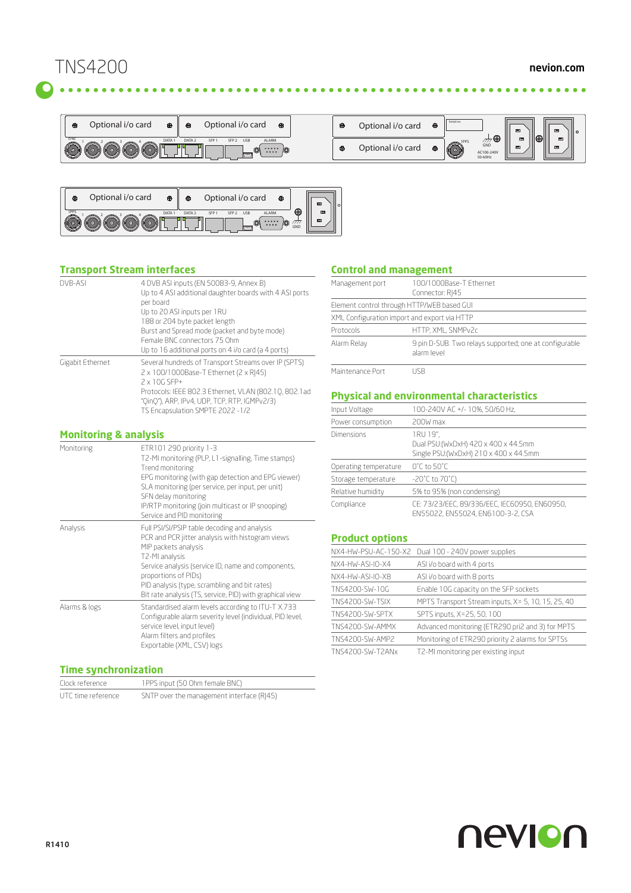# TNS4200

## Transport Stream interfaces

| | |
|---|---|
| DVB-ASI | 4 DVB ASI inputs (EN 50083-9, Annex B)<br>Up to 4 ASI additional daughter boards with 4 ASI ports per board<br>Up to 20 ASI inputs per 1RU<br>188 or 204 byte packet length<br>Burst and Spread mode (packet and byte mode)<br>Female BNC connectors 75 Ohm<br>Up to 16 additional ports on 4 i/o card (a 4 ports) |
| Gigabit Ethernet | Several hundreds of Transport Streams over IP (SPTS)<br>2 x 100/1000Base-T Ethernet (2 x RJ45)<br>2 x 10G SFP+<br>Protocols: IEEE 802.3 Ethernet, VLAN (802.1Q, 802.1ad "QinQ"), ARP, IPv4, UDP, TCP, RTP, IGMPv2/3)<br>TS Encapsulation SMPTE 2022 -1/2 |

## Monitoring & analysis

| | |
|---|---|
| Monitoring | ETR101 290 priority 1-3<br>T2-MI monitoring (PLP, L1-signalling, Time stamps)<br>Trend monitoring<br>EPG monitoring (with gap detection and EPG viewer)<br>SLA monitoring (per service, per input, per unit)<br>SFN delay monitoring<br>IP/RTP monitoring (join multicast or IP snooping)<br>Service and PID monitoring |
| Analysis | Full PSI/SI/PSIP table decoding and analysis<br>PCR and PCR jitter analysis with histogram views<br>MIP packets analysis<br>T2-MI analysis<br>Service analysis (service ID, name and components, proportions of PIDs)<br>PID analysis (type, scrambling and bit rates)<br>Bit rate analysis (TS, service, PID) with graphical view |
| Alarms & logs | Standardised alarm levels according to ITU-T X.733<br>Configurable alarm severity level (individual, PID level, service level, input level)<br>Alarm filters and profiles<br>Exportable (XML, CSV) logs |

## Time synchronization

| | |
|---|---|
| Clock reference | 1PPS input (50 Ohm female BNC) |
| UTC time reference | SNTP over the management interface (RJ45) |

## Control and management

| | |
|---|---|
| Management port | 100/1000Base-T Ethernet<br>Connector: RJ45 |
| Element control through HTTP/WEB based GUI | |
| XML Configuration import and export via HTTP | |
| Protocols | HTTP, XML, SNMPv2c |
| Alarm Relay | 9 pin D-SUB. Two relays supported; one at configurable alarm level |
| Maintenance Port | USB |

## Physical and environmental characteristics

| | |
|---|---|
| Input Voltage | 100-240V AC +/- 10%, 50/60 Hz, |
| Power consumption | 200W max |
| Dimensions | 1RU 19",<br>Dual PSU:(WxDxH) 420 x 400 x 44.5mm<br>Single PSU:(WxDxH) 210 x 400 x 44.5mm |
| Operating temperature | 0˚C to 50˚C |
| Storage temperature | -20˚C to 70˚C) |
| Relative humidity | 5% to 95% (non condensing) |
| Compliance | CE: 73/23/EEC, 89/336/EEC, IEC60950, EN60950, EN55022, EN55024, EN6100-3-2, CSA |

## Product options

| | |
|---|---|
| NX4-HW-PSU-AC-150-X2 | Dual 100 - 240V power supplies |
| NX4-HW-ASI-IO-X4 | ASI i/o board with 4 ports |
| NX4-HW-ASI-IO-X8 | ASI i/o board with 8 ports |
| TNS4200-SW-10G | Enable 10G capacity on the SFP sockets |
| TNS4200-SW-TSIX | MPTS Transport Stream inputs, X= 5, 10, 15, 25, 40 |
| TNS4200-SW-SPTX | SPTS inputs, X=25, 50, 100 |
| TNS4200-SW-AMMX | Advanced monitoring (ETR290 pri2 and 3) for MPTS |
| TNS4200-SW-AMP2 | Monitoring of ETR290 priority 2 alarms for SPTSs |
| TNS4200-SW-T2ANx | T2-MI monitoring per existing input |

R1410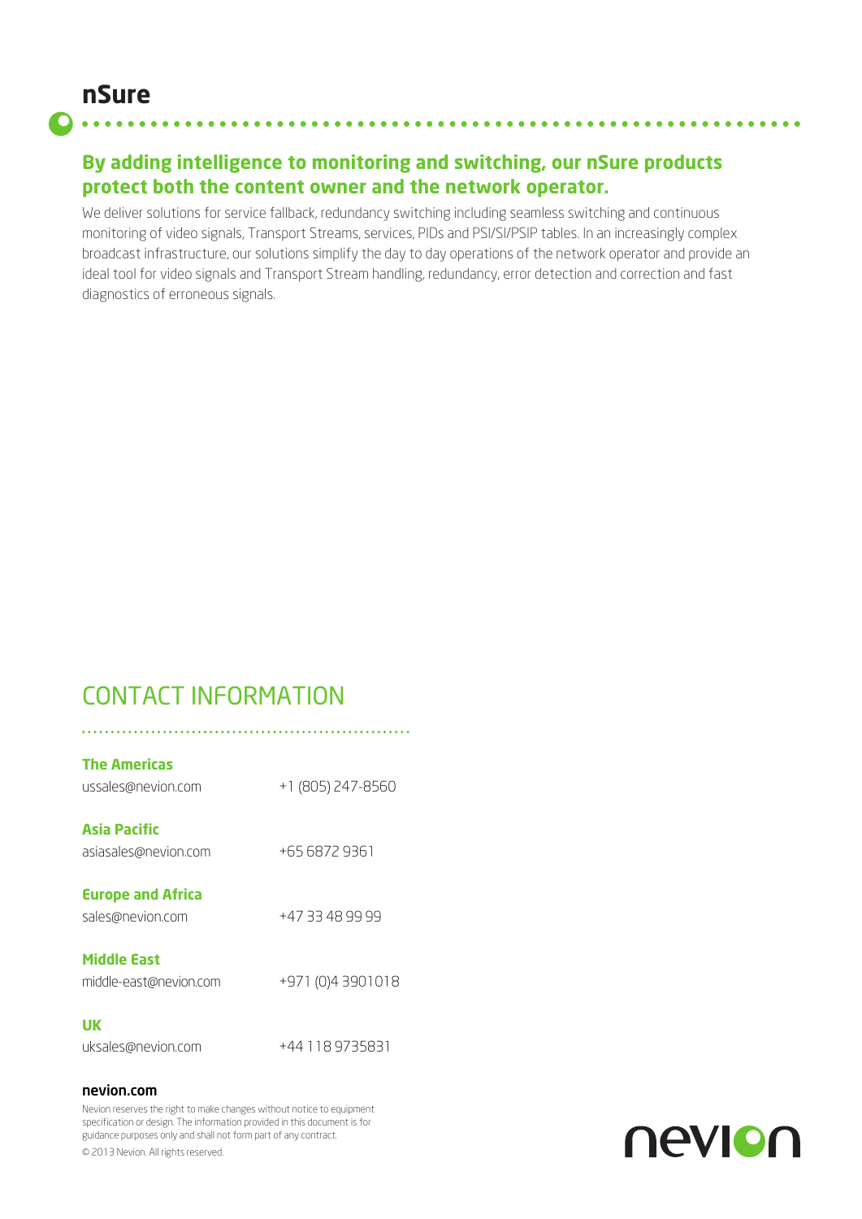## nSure

**By adding intelligence to monitoring and switching, our nSure products protect both the content owner and the network operator.**

We deliver solutions for service fallback, redundancy switching including seamless switching and continuous monitoring of video signals, Transport Streams, services, PIDs and PSI/SI/PSIP tables. In an increasingly complex broadcast infrastructure, our solutions simplify the day to day operations of the network operator and provide an ideal tool for video signals and Transport Stream handling, redundancy, error detection and correction and fast diagnostics of erroneous signals.

## CONTACT INFORMATION

**The Americas**
ussales@nevion.com +1 (805) 247-8560

**Asia Pacific**
asiasales@nevion.com +65 6872 9361

**Europe and Africa**
sales@nevion.com +47 33 48 99 99

**Middle East**
middle-east@nevion.com +971 (0)4 3901018

**UK**
uksales@nevion.com +44 118 9735831

**nevion.com**

Nevion reserves the right to make changes without notice to equipment specification or design. The information provided in this document is for guidance purposes only and shall not form part of any contract.

© 2013 Nevion. All rights reserved.

nevion